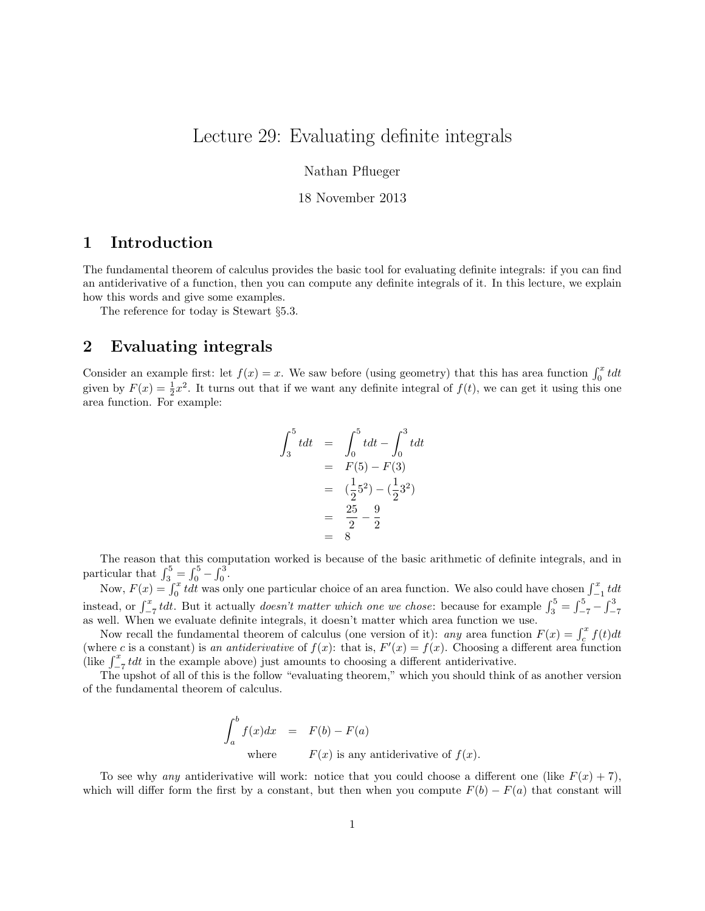# Lecture 29: Evaluating definite integrals

Nathan Pflueger

18 November 2013

## 1 Introduction

The fundamental theorem of calculus provides the basic tool for evaluating definite integrals: if you can find an antiderivative of a function, then you can compute any definite integrals of it. In this lecture, we explain how this words and give some examples.

The reference for today is Stewart §5.3.

## 2 Evaluating integrals

Consider an example first: let $f(x) = x$. We saw before (using geometry) that this has area function $\int_0^x t dt$ given by $F(x) = \frac{1}{2}x^2$. It turns out that if we want any definite integral of $f(t)$, we can get it using this one area function. For example:

$$
\begin{aligned}
\int_3^5 t dt &= \int_0^5 t dt - \int_0^3 t dt \\
&= F(5) - F(3) \\
&= (\frac{1}{2}5^2) - (\frac{1}{2}3^2) \\
&= \frac{25}{2} - \frac{9}{2} \\
&= 8
\end{aligned}
$$

The reason that this computation worked is because of the basic arithmetic of definite integrals, and in particular that $\int_3^5 = \int_0^5 - \int_0^3$.

Now, $F(x) = \int_0^x t dt$ was only one particular choice of an area function. We also could have chosen $\int_{-1}^x t dt$ instead, or $\int_{-7}^x t dt$. But it actually *doesn't matter which one we chose*: because for example $\int_3^5 = \int_{-7}^5 - \int_{-7}^3$ as well. When we evaluate definite integrals, it doesn't matter which area function we use.

Now recall the fundamental theorem of calculus (one version of it): *any* area function $F(x) = \int_c^x f(t)dt$ (where $c$ is a constant) is *an antiderivative* of $f(x)$: that is, $F'(x) = f(x)$. Choosing a different area function (like $\int_{-7}^x t dt$ in the example above) just amounts to choosing a different antiderivative.

The upshot of all of this is the follow "evaluating theorem," which you should think of as another version of the fundamental theorem of calculus.

$$
\begin{aligned}
\int_a^b f(x)dx &= F(b) - F(a) \\
\text{where} \quad & F(x) \text{ is any antiderivative of } f(x).
\end{aligned}
$$

To see why *any* antiderivative will work: notice that you could choose a different one (like $F(x) + 7$), which will differ form the first by a constant, but then when you compute $F(b) - F(a)$ that constant will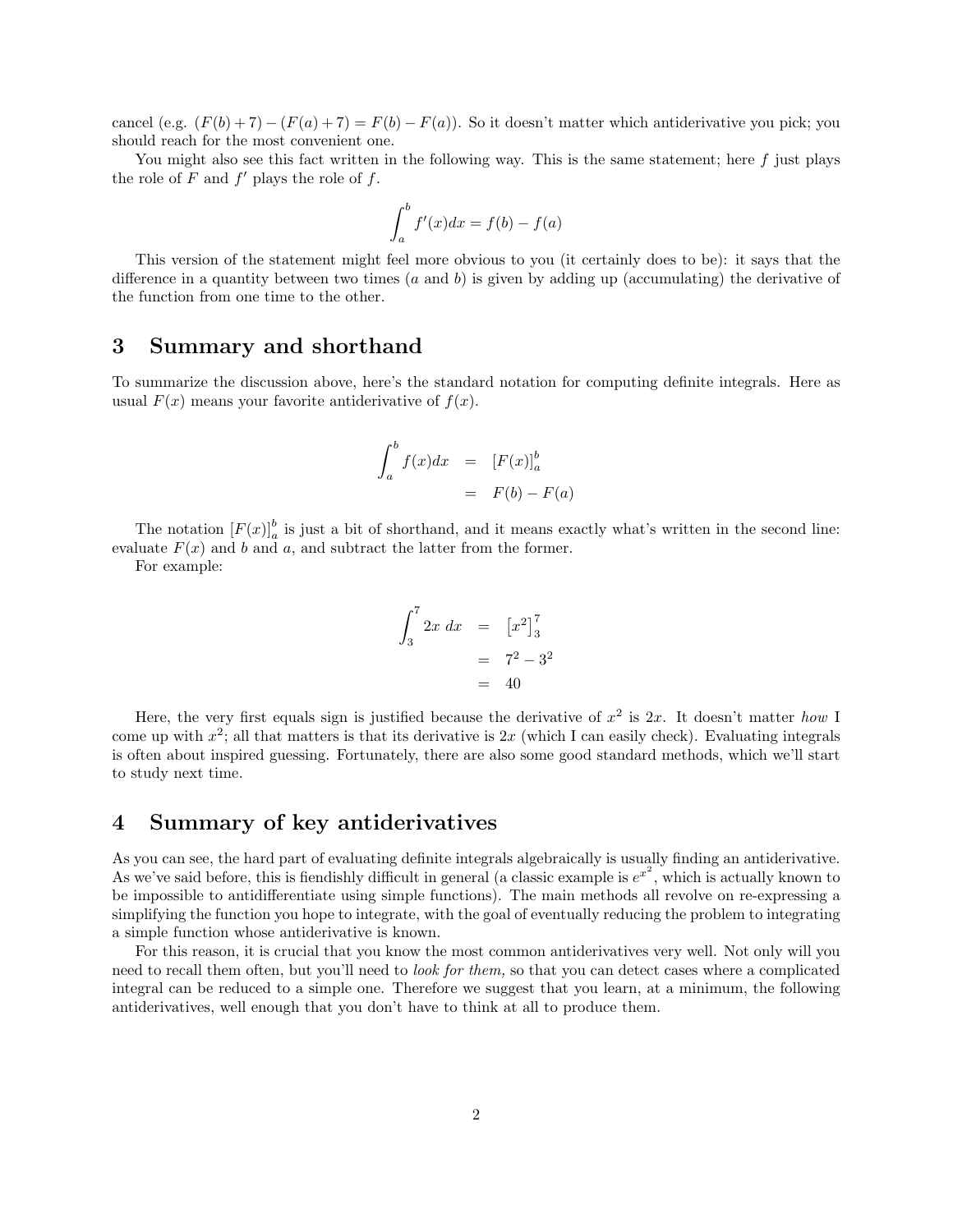cancel (e.g. $(F(b)+7)-(F(a)+7) = F(b)-F(a)$). So it doesn't matter which antiderivative you pick; you should reach for the most convenient one.

You might also see this fact written in the following way. This is the same statement; here $f$ just plays the role of $F$ and $f'$ plays the role of $f$.

$$\int_a^b f'(x)dx = f(b) - f(a)$$

This version of the statement might feel more obvious to you (it certainly does to be): it says that the difference in a quantity between two times ($a$ and $b$) is given by adding up (accumulating) the derivative of the function from one time to the other.

## 3 Summary and shorthand

To summarize the discussion above, here's the standard notation for computing definite integrals. Here as usual $F(x)$ means your favorite antiderivative of $f(x)$.

$$\begin{aligned} \int_a^b f(x)dx &= [F(x)]_a^b \\ &= F(b) - F(a) \end{aligned}$$

The notation $[F(x)]_a^b$ is just a bit of shorthand, and it means exactly what's written in the second line: evaluate $F(x)$ and $b$ and $a$, and subtract the latter from the former.

For example:

$$\begin{aligned} \int_3^7 2x\ dx &= \left[x^2\right]_3^7 \\ &= 7^2 - 3^2 \\ &= 40 \end{aligned}$$

Here, the very first equals sign is justified because the derivative of $x^2$ is $2x$. It doesn't matter *how* I come up with $x^2$; all that matters is that its derivative is $2x$ (which I can easily check). Evaluating integrals is often about inspired guessing. Fortunately, there are also some good standard methods, which we'll start to study next time.

## 4 Summary of key antiderivatives

As you can see, the hard part of evaluating definite integrals algebraically is usually finding an antiderivative. As we've said before, this is fiendishly difficult in general (a classic example is $e^{x^2}$, which is actually known to be impossible to antidifferentiate using simple functions). The main methods all revolve on re-expressing a simplifying the function you hope to integrate, with the goal of eventually reducing the problem to integrating a simple function whose antiderivative is known.

For this reason, it is crucial that you know the most common antiderivatives very well. Not only will you need to recall them often, but you'll need to *look for them,* so that you can detect cases where a complicated integral can be reduced to a simple one. Therefore we suggest that you learn, at a minimum, the following antiderivatives, well enough that you don't have to think at all to produce them.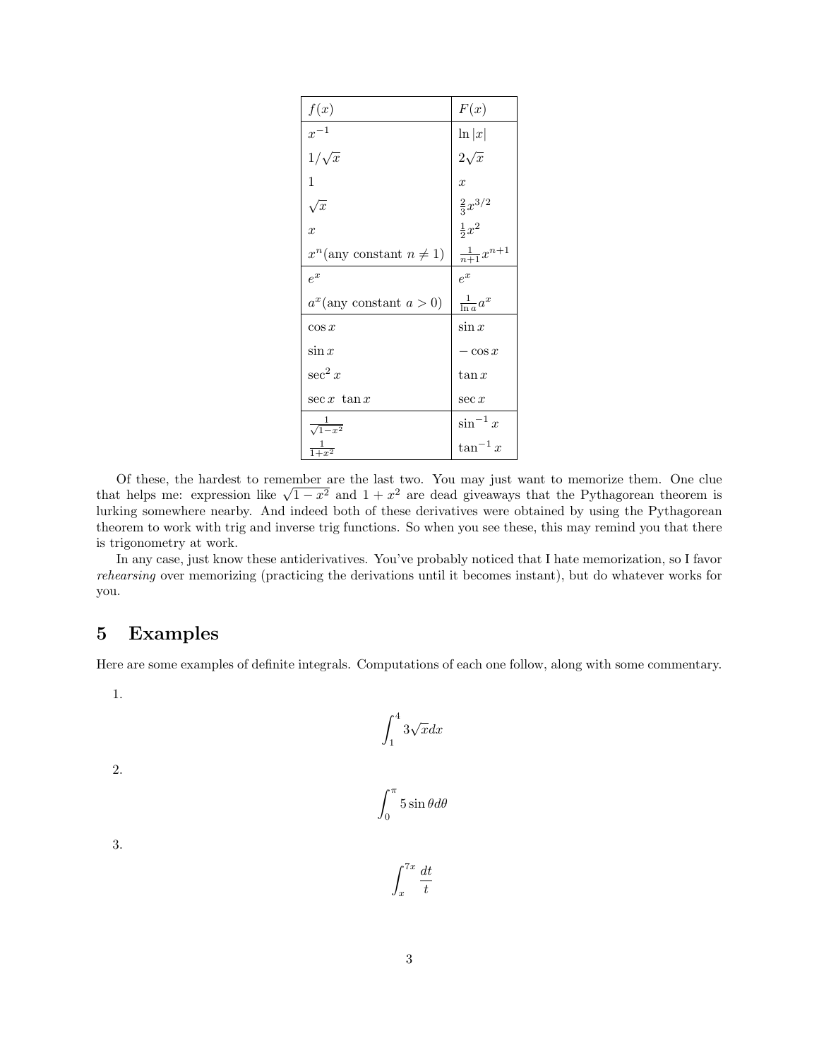| $f(x)$ | $F(x)$ |
|---|---|
| $x^{-1}$ | $\ln\|x\|$ |
| $1/\sqrt{x}$ | $2\sqrt{x}$ |
| $1$ | $x$ |
| $\sqrt{x}$ | $\frac{2}{3}x^{3/2}$ |
| $x$ | $\frac{1}{2}x^2$ |
| $x^n$(any constant $n \neq 1$) | $\frac{1}{n+1}x^{n+1}$ |
| $e^x$ | $e^x$ |
| $a^x$(any constant $a > 0$) | $\frac{1}{\ln a}a^x$ |
| $\cos x$ | $\sin x$ |
| $\sin x$ | $-\cos x$ |
| $\sec^2 x$ | $\tan x$ |
| $\sec x\ \tan x$ | $\sec x$ |
| $\frac{1}{\sqrt{1-x^2}}$ | $\sin^{-1} x$ |
| $\frac{1}{1+x^2}$ | $\tan^{-1} x$ |

Of these, the hardest to remember are the last two. You may just want to memorize them. One clue that helps me: expression like $\sqrt{1-x^2}$ and $1+x^2$ are dead giveaways that the Pythagorean theorem is lurking somewhere nearby. And indeed both of these derivatives were obtained by using the Pythagorean theorem to work with trig and inverse trig functions. So when you see these, this may remind you that there is trigonometry at work.

In any case, just know these antiderivatives. You've probably noticed that I hate memorization, so I favor *rehearsing* over memorizing (practicing the derivations until it becomes instant), but do whatever works for you.

## 5 Examples

Here are some examples of definite integrals. Computations of each one follow, along with some commentary.

1.
$$\int_1^4 3\sqrt{x}dx$$

2.
$$\int_0^\pi 5\sin\theta d\theta$$

3.
$$\int_x^{7x} \frac{dt}{t}$$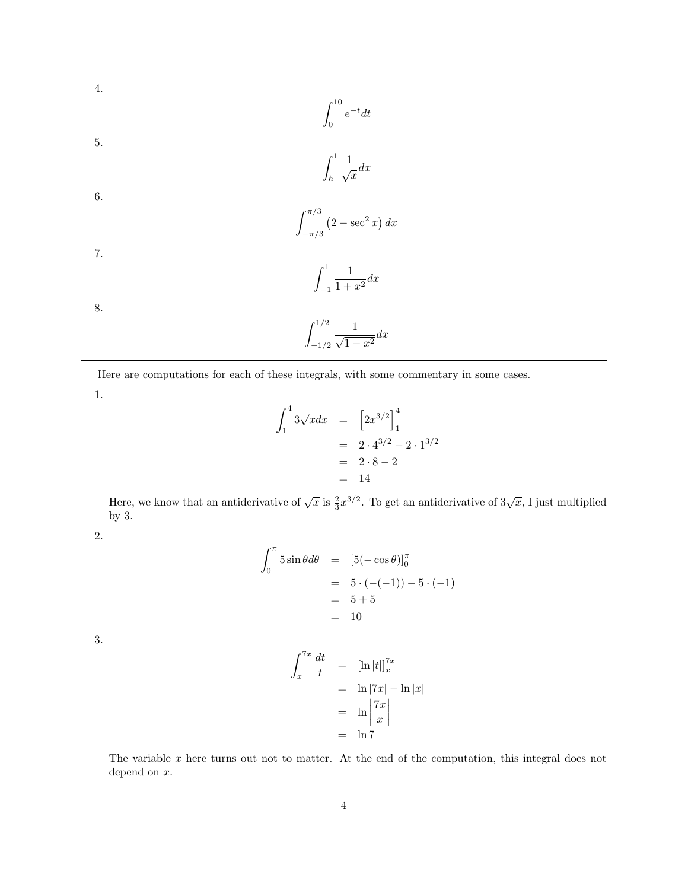4.

$$\int_0^{10} e^{-t} dt$$

5.

$$\int_h^1 \frac{1}{\sqrt{x}} dx$$

6.

$$\int_{-\pi/3}^{\pi/3} \left(2 - \sec^2 x\right) dx$$

7.

$$\int_{-1}^{1} \frac{1}{1+x^2} dx$$

8.

$$\int_{-1/2}^{1/2} \frac{1}{\sqrt{1-x^2}} dx$$

---

Here are computations for each of these integrals, with some commentary in some cases.

1.

$$\begin{aligned}
\int_1^4 3\sqrt{x} dx &= \left[2x^{3/2}\right]_1^4 \\
&= 2 \cdot 4^{3/2} - 2 \cdot 1^{3/2} \\
&= 2 \cdot 8 - 2 \\
&= 14
\end{aligned}$$

Here, we know that an antiderivative of $\sqrt{x}$ is $\frac{2}{3}x^{3/2}$. To get an antiderivative of $3\sqrt{x}$, I just multiplied by 3.

2.

$$\begin{aligned}
\int_0^{\pi} 5 \sin \theta d\theta &= \left[5(-\cos \theta)\right]_0^{\pi} \\
&= 5 \cdot (-(-1)) - 5 \cdot (-1) \\
&= 5 + 5 \\
&= 10
\end{aligned}$$

3.

$$\begin{aligned}
\int_x^{7x} \frac{dt}{t} &= \left[\ln |t|\right]_x^{7x} \\
&= \ln |7x| - \ln |x| \\
&= \ln \left|\frac{7x}{x}\right| \\
&= \ln 7
\end{aligned}$$

The variable $x$ here turns out not to matter. At the end of the computation, this integral does not depend on $x$.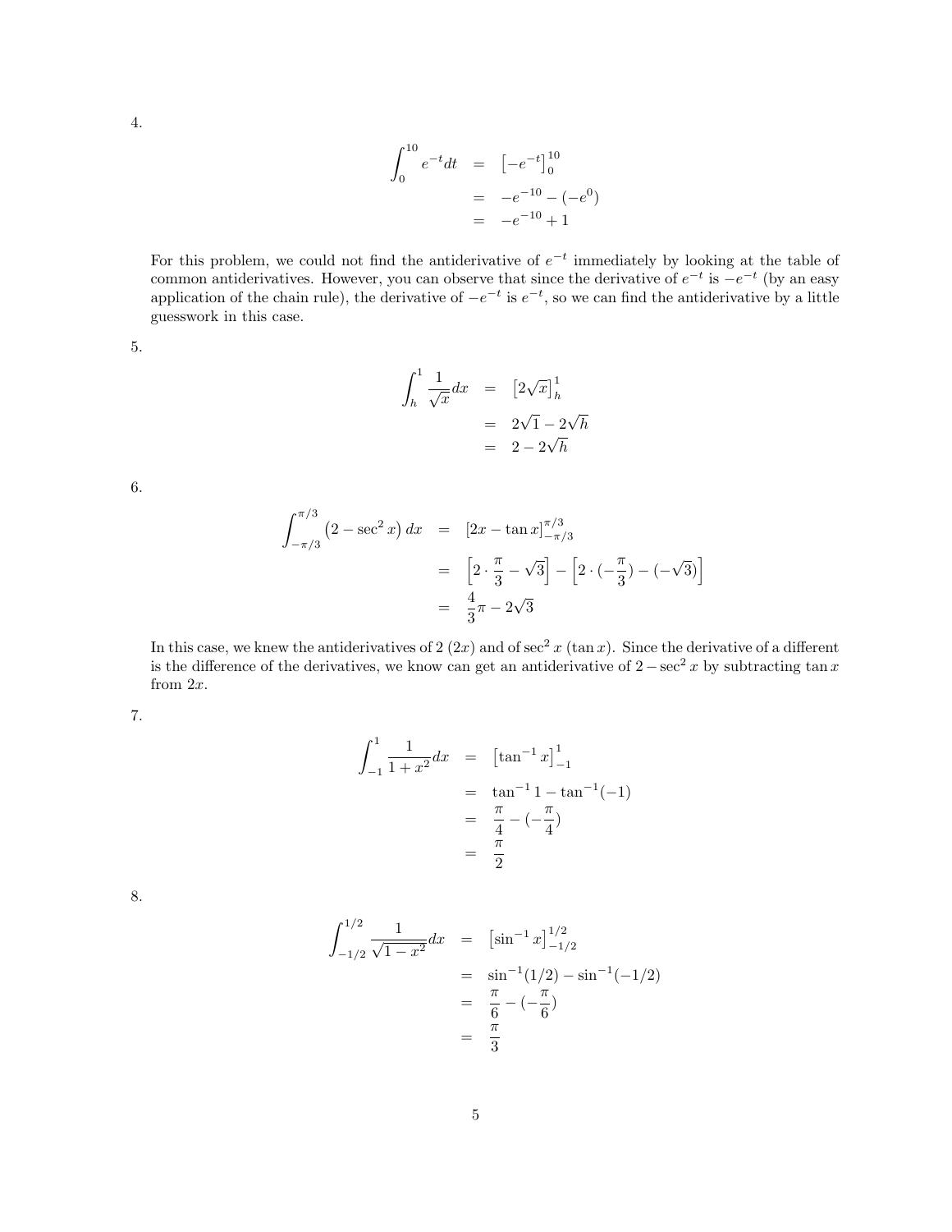4.

$$
\begin{aligned}
\int_0^{10} e^{-t} dt &= \left[-e^{-t}\right]_0^{10} \\
&= -e^{-10} - (-e^0) \\
&= -e^{-10} + 1
\end{aligned}
$$

For this problem, we could not find the antiderivative of $e^{-t}$ immediately by looking at the table of common antiderivatives. However, you can observe that since the derivative of $e^{-t}$ is $-e^{-t}$ (by an easy application of the chain rule), the derivative of $-e^{-t}$ is $e^{-t}$, so we can find the antiderivative by a little guesswork in this case.

5.

$$
\begin{aligned}
\int_h^1 \frac{1}{\sqrt{x}} dx &= \left[2\sqrt{x}\right]_h^1 \\
&= 2\sqrt{1} - 2\sqrt{h} \\
&= 2 - 2\sqrt{h}
\end{aligned}
$$

6.

$$
\begin{aligned}
\int_{-\pi/3}^{\pi/3} \left(2 - \sec^2 x\right) dx &= \left[2x - \tan x\right]_{-\pi/3}^{\pi/3} \\
&= \left[2 \cdot \frac{\pi}{3} - \sqrt{3}\right] - \left[2 \cdot (-\frac{\pi}{3}) - (-\sqrt{3})\right] \\
&= \frac{4}{3}\pi - 2\sqrt{3}
\end{aligned}
$$

In this case, we knew the antiderivatives of 2 ($2x$) and of $\sec^2 x$ ($\tan x$). Since the derivative of a different is the difference of the derivatives, we know can get an antiderivative of $2 - \sec^2 x$ by subtracting $\tan x$ from $2x$.

7.

$$
\begin{aligned}
\int_{-1}^{1} \frac{1}{1+x^2} dx &= \left[\tan^{-1} x\right]_{-1}^{1} \\
&= \tan^{-1} 1 - \tan^{-1}(-1) \\
&= \frac{\pi}{4} - (-\frac{\pi}{4}) \\
&= \frac{\pi}{2}
\end{aligned}
$$

8.

$$
\begin{aligned}
\int_{-1/2}^{1/2} \frac{1}{\sqrt{1-x^2}} dx &= \left[\sin^{-1} x\right]_{-1/2}^{1/2} \\
&= \sin^{-1}(1/2) - \sin^{-1}(-1/2) \\
&= \frac{\pi}{6} - (-\frac{\pi}{6}) \\
&= \frac{\pi}{3}
\end{aligned}
$$